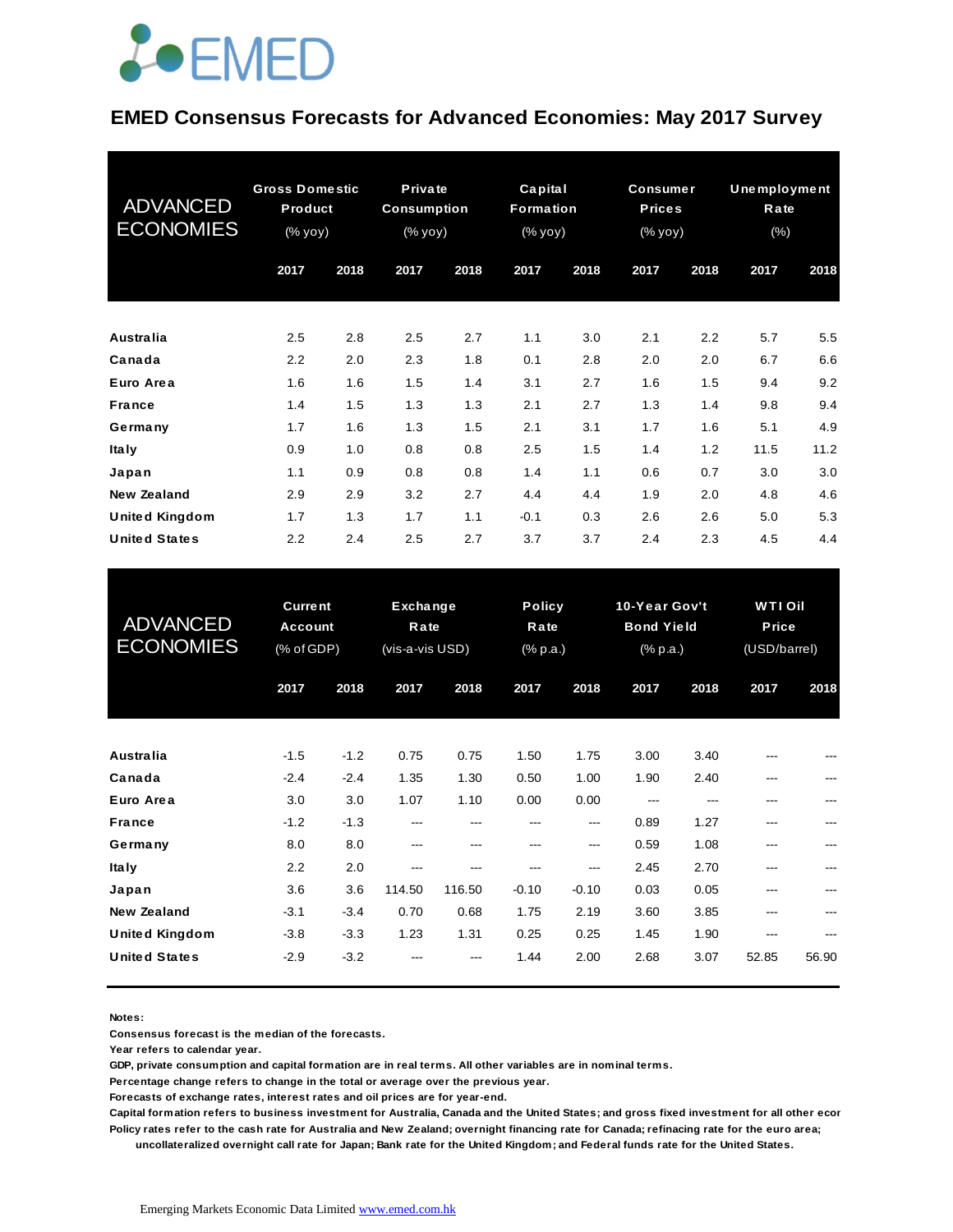EMED

# EMED Consensus Forecasts for Advanced Economies: May 2017 Survey

| ADVANCED ECONOMIES | Gross Domestic Product (% yoy) | | Private Consumption (% yoy) | | Capital Formation (% yoy) | | Consumer Prices (% yoy) | | Unemployment Rate (%) | |
|---|---|---|---|---|---|---|---|---|---|---|
| | 2017 | 2018 | 2017 | 2018 | 2017 | 2018 | 2017 | 2018 | 2017 | 2018 |
| **Australia** | 2.5 | 2.8 | 2.5 | 2.7 | 1.1 | 3.0 | 2.1 | 2.2 | 5.7 | 5.5 |
| **Canada** | 2.2 | 2.0 | 2.3 | 1.8 | 0.1 | 2.8 | 2.0 | 2.0 | 6.7 | 6.6 |
| **Euro Area** | 1.6 | 1.6 | 1.5 | 1.4 | 3.1 | 2.7 | 1.6 | 1.5 | 9.4 | 9.2 |
| **France** | 1.4 | 1.5 | 1.3 | 1.3 | 2.1 | 2.7 | 1.3 | 1.4 | 9.8 | 9.4 |
| **Germany** | 1.7 | 1.6 | 1.3 | 1.5 | 2.1 | 3.1 | 1.7 | 1.6 | 5.1 | 4.9 |
| **Italy** | 0.9 | 1.0 | 0.8 | 0.8 | 2.5 | 1.5 | 1.4 | 1.2 | 11.5 | 11.2 |
| **Japan** | 1.1 | 0.9 | 0.8 | 0.8 | 1.4 | 1.1 | 0.6 | 0.7 | 3.0 | 3.0 |
| **New Zealand** | 2.9 | 2.9 | 3.2 | 2.7 | 4.4 | 4.4 | 1.9 | 2.0 | 4.8 | 4.6 |
| **United Kingdom** | 1.7 | 1.3 | 1.7 | 1.1 | -0.1 | 0.3 | 2.6 | 2.6 | 5.0 | 5.3 |
| **United States** | 2.2 | 2.4 | 2.5 | 2.7 | 3.7 | 3.7 | 2.4 | 2.3 | 4.5 | 4.4 |

| ADVANCED ECONOMIES | Current Account (% of GDP) | | Exchange Rate (vis-a-vis USD) | | Policy Rate (% p.a.) | | 10-Year Gov't Bond Yield (% p.a.) | | WTI Oil Price (USD/barrel) | |
|---|---|---|---|---|---|---|---|---|---|---|
| | 2017 | 2018 | 2017 | 2018 | 2017 | 2018 | 2017 | 2018 | 2017 | 2018 |
| **Australia** | -1.5 | -1.2 | 0.75 | 0.75 | 1.50 | 1.75 | 3.00 | 3.40 | --- | --- |
| **Canada** | -2.4 | -2.4 | 1.35 | 1.30 | 0.50 | 1.00 | 1.90 | 2.40 | --- | --- |
| **Euro Area** | 3.0 | 3.0 | 1.07 | 1.10 | 0.00 | 0.00 | --- | --- | --- | --- |
| **France** | -1.2 | -1.3 | --- | --- | --- | --- | 0.89 | 1.27 | --- | --- |
| **Germany** | 8.0 | 8.0 | --- | --- | --- | --- | 0.59 | 1.08 | --- | --- |
| **Italy** | 2.2 | 2.0 | --- | --- | --- | --- | 2.45 | 2.70 | --- | --- |
| **Japan** | 3.6 | 3.6 | 114.50 | 116.50 | -0.10 | -0.10 | 0.03 | 0.05 | --- | --- |
| **New Zealand** | -3.1 | -3.4 | 0.70 | 0.68 | 1.75 | 2.19 | 3.60 | 3.85 | --- | --- |
| **United Kingdom** | -3.8 | -3.3 | 1.23 | 1.31 | 0.25 | 0.25 | 1.45 | 1.90 | --- | --- |
| **United States** | -2.9 | -3.2 | --- | --- | 1.44 | 2.00 | 2.68 | 3.07 | 52.85 | 56.90 |

**Notes:**
**Consensus forecast is the median of the forecasts.**
**Year refers to calendar year.**
**GDP, private consumption and capital formation are in real terms. All other variables are in nominal terms.**
**Percentage change refers to change in the total or average over the previous year.**
**Forecasts of exchange rates, interest rates and oil prices are for year-end.**
**Capital formation refers to business investment for Australia, Canada and the United States; and gross fixed investment for all other ecor**
**Policy rates refer to the cash rate for Australia and New Zealand; overnight financing rate for Canada; refinacing rate for the euro area; uncollateralized overnight call rate for Japan; Bank rate for the United Kingdom; and Federal funds rate for the United States.**

Emerging Markets Economic Data Limited www.emed.com.hk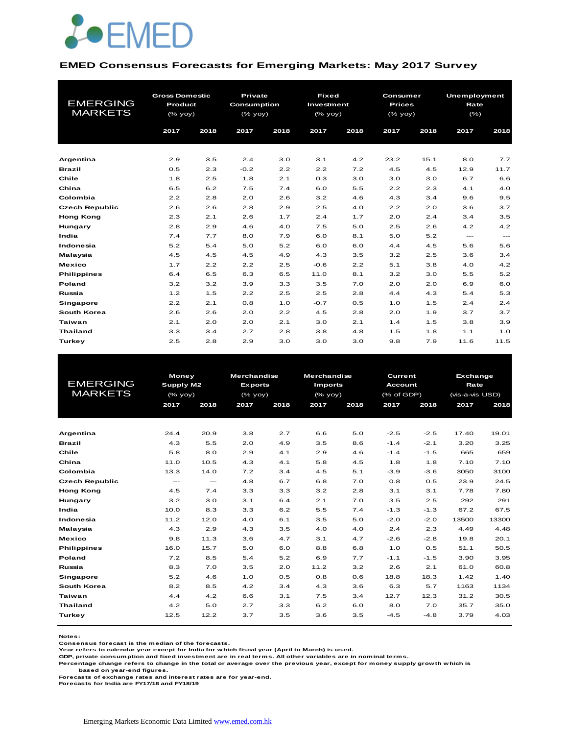# EMED

## EMED Consensus Forecasts for Emerging Markets: May 2017 Survey

| EMERGING MARKETS | Gross Domestic Product (% yoy) | | Private Consumption (% yoy) | | Fixed Investment (% yoy) | | Consumer Prices (% yoy) | | Unemployment Rate (%) | |
|---|---|---|---|---|---|---|---|---|---|---|
| | 2017 | 2018 | 2017 | 2018 | 2017 | 2018 | 2017 | 2018 | 2017 | 2018 |
| **Argentina** | 2.9 | 3.5 | 2.4 | 3.0 | 3.1 | 4.2 | 23.2 | 15.1 | 8.0 | 7.7 |
| **Brazil** | 0.5 | 2.3 | -0.2 | 2.2 | 2.2 | 7.2 | 4.5 | 4.5 | 12.9 | 11.7 |
| **Chile** | 1.8 | 2.5 | 1.8 | 2.1 | 0.3 | 3.0 | 3.0 | 3.0 | 6.7 | 6.6 |
| **China** | 6.5 | 6.2 | 7.5 | 7.4 | 6.0 | 5.5 | 2.2 | 2.3 | 4.1 | 4.0 |
| **Colombia** | 2.2 | 2.8 | 2.0 | 2.6 | 3.2 | 4.6 | 4.3 | 3.4 | 9.6 | 9.5 |
| **Czech Republic** | 2.6 | 2.6 | 2.8 | 2.9 | 2.5 | 4.0 | 2.2 | 2.0 | 3.6 | 3.7 |
| **Hong Kong** | 2.3 | 2.1 | 2.6 | 1.7 | 2.4 | 1.7 | 2.0 | 2.4 | 3.4 | 3.5 |
| **Hungary** | 2.8 | 2.9 | 4.6 | 4.0 | 7.5 | 5.0 | 2.5 | 2.6 | 4.2 | 4.2 |
| **India** | 7.4 | 7.7 | 8.0 | 7.9 | 6.0 | 8.1 | 5.0 | 5.2 | --- | --- |
| **Indonesia** | 5.2 | 5.4 | 5.0 | 5.2 | 6.0 | 6.0 | 4.4 | 4.5 | 5.6 | 5.6 |
| **Malaysia** | 4.5 | 4.5 | 4.5 | 4.9 | 4.3 | 3.5 | 3.2 | 2.5 | 3.6 | 3.4 |
| **Mexico** | 1.7 | 2.2 | 2.2 | 2.5 | -0.6 | 2.2 | 5.1 | 3.8 | 4.0 | 4.2 |
| **Philippines** | 6.4 | 6.5 | 6.3 | 6.5 | 11.0 | 8.1 | 3.2 | 3.0 | 5.5 | 5.2 |
| **Poland** | 3.2 | 3.2 | 3.9 | 3.3 | 3.5 | 7.0 | 2.0 | 2.0 | 6.9 | 6.0 |
| **Russia** | 1.2 | 1.5 | 2.2 | 2.5 | 2.5 | 2.8 | 4.4 | 4.3 | 5.4 | 5.3 |
| **Singapore** | 2.2 | 2.1 | 0.8 | 1.0 | -0.7 | 0.5 | 1.0 | 1.5 | 2.4 | 2.4 |
| **South Korea** | 2.6 | 2.6 | 2.0 | 2.2 | 4.5 | 2.8 | 2.0 | 1.9 | 3.7 | 3.7 |
| **Taiwan** | 2.1 | 2.0 | 2.0 | 2.1 | 3.0 | 2.1 | 1.4 | 1.5 | 3.8 | 3.9 |
| **Thailand** | 3.3 | 3.4 | 2.7 | 2.8 | 3.8 | 4.8 | 1.5 | 1.8 | 1.1 | 1.0 |
| **Turkey** | 2.5 | 2.8 | 2.9 | 3.0 | 3.0 | 3.0 | 9.8 | 7.9 | 11.6 | 11.5 |

| EMERGING MARKETS | Money Supply M2 (% yoy) | | Merchandise Exports (% yoy) | | Merchandise Imports (% yoy) | | Current Account (% of GDP) | | Exchange Rate (vis-a-vis USD) | |
|---|---|---|---|---|---|---|---|---|---|---|
| | 2017 | 2018 | 2017 | 2018 | 2017 | 2018 | 2017 | 2018 | 2017 | 2018 |
| **Argentina** | 24.4 | 20.9 | 3.8 | 2.7 | 6.6 | 5.0 | -2.5 | -2.5 | 17.40 | 19.01 |
| **Brazil** | 4.3 | 5.5 | 2.0 | 4.9 | 3.5 | 8.6 | -1.4 | -2.1 | 3.20 | 3.25 |
| **Chile** | 5.8 | 8.0 | 2.9 | 4.1 | 2.9 | 4.6 | -1.4 | -1.5 | 665 | 659 |
| **China** | 11.0 | 10.5 | 4.3 | 4.1 | 5.8 | 4.5 | 1.8 | 1.8 | 7.10 | 7.10 |
| **Colombia** | 13.3 | 14.0 | 7.2 | 3.4 | 4.5 | 5.1 | -3.9 | -3.6 | 3050 | 3100 |
| **Czech Republic** | --- | --- | 4.8 | 6.7 | 6.8 | 7.0 | 0.8 | 0.5 | 23.9 | 24.5 |
| **Hong Kong** | 4.5 | 7.4 | 3.3 | 3.3 | 3.2 | 2.8 | 3.1 | 3.1 | 7.78 | 7.80 |
| **Hungary** | 3.2 | 3.0 | 3.1 | 6.4 | 2.1 | 7.0 | 3.5 | 2.5 | 292 | 291 |
| **India** | 10.0 | 8.3 | 3.3 | 6.2 | 5.5 | 7.4 | -1.3 | -1.3 | 67.2 | 67.5 |
| **Indonesia** | 11.2 | 12.0 | 4.0 | 6.1 | 3.5 | 5.0 | -2.0 | -2.0 | 13500 | 13300 |
| **Malaysia** | 4.3 | 2.9 | 4.3 | 3.5 | 4.0 | 4.0 | 2.4 | 2.3 | 4.49 | 4.48 |
| **Mexico** | 9.8 | 11.3 | 3.6 | 4.7 | 3.1 | 4.7 | -2.6 | -2.8 | 19.8 | 20.1 |
| **Philippines** | 16.0 | 15.7 | 5.0 | 6.0 | 8.8 | 6.8 | 1.0 | 0.5 | 51.1 | 50.5 |
| **Poland** | 7.2 | 8.5 | 5.4 | 5.2 | 6.9 | 7.7 | -1.1 | -1.5 | 3.90 | 3.95 |
| **Russia** | 8.3 | 7.0 | 3.5 | 2.0 | 11.2 | 3.2 | 2.6 | 2.1 | 61.0 | 60.8 |
| **Singapore** | 5.2 | 4.6 | 1.0 | 0.5 | 0.8 | 0.6 | 18.8 | 18.3 | 1.42 | 1.40 |
| **South Korea** | 8.2 | 8.5 | 4.2 | 3.4 | 4.3 | 3.6 | 6.3 | 5.7 | 1163 | 1134 |
| **Taiwan** | 4.4 | 4.2 | 6.6 | 3.1 | 7.5 | 3.4 | 12.7 | 12.3 | 31.2 | 30.5 |
| **Thailand** | 4.2 | 5.0 | 2.7 | 3.3 | 6.2 | 6.0 | 8.0 | 7.0 | 35.7 | 35.0 |
| **Turkey** | 12.5 | 12.2 | 3.7 | 3.5 | 3.6 | 3.5 | -4.5 | -4.8 | 3.79 | 4.03 |

**Notes:**
**Consensus forecast is the median of the forecasts.**
**Year refers to calendar year except for India for which fiscal year (April to March) is used.**
**GDP, private consumption and fixed investment are in real terms. All other variables are in nominal terms.**
**Percentage change refers to change in the total or average over the previous year, except for money supply growth which is based on year-end figures.**
**Forecasts of exchange rates and interest rates are for year-end.**
**Forecasts for India are FY17/18 and FY18/19**

Emerging Markets Economic Data Limited www.emed.com.hk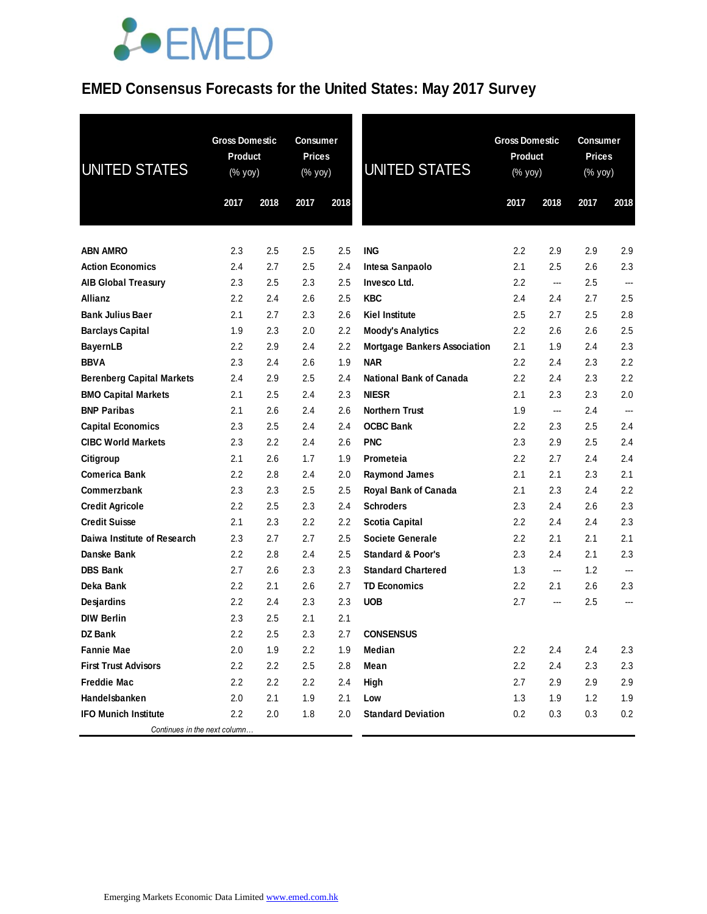# EMED Consensus Forecasts for the United States: May 2017 Survey

| UNITED STATES | Gross Domestic Product (% yoy) | | Consumer Prices (% yoy) | |
|---|---|---|---|---|
| | 2017 | 2018 | 2017 | 2018 |
| **ABN AMRO** | 2.3 | 2.5 | 2.5 | 2.5 |
| **Action Economics** | 2.4 | 2.7 | 2.5 | 2.4 |
| **AIB Global Treasury** | 2.3 | 2.5 | 2.3 | 2.5 |
| **Allianz** | 2.2 | 2.4 | 2.6 | 2.5 |
| **Bank Julius Baer** | 2.1 | 2.7 | 2.3 | 2.6 |
| **Barclays Capital** | 1.9 | 2.3 | 2.0 | 2.2 |
| **BayernLB** | 2.2 | 2.9 | 2.4 | 2.2 |
| **BBVA** | 2.3 | 2.4 | 2.6 | 1.9 |
| **Berenberg Capital Markets** | 2.4 | 2.9 | 2.5 | 2.4 |
| **BMO Capital Markets** | 2.1 | 2.5 | 2.4 | 2.3 |
| **BNP Paribas** | 2.1 | 2.6 | 2.4 | 2.6 |
| **Capital Economics** | 2.3 | 2.5 | 2.4 | 2.4 |
| **CIBC World Markets** | 2.3 | 2.2 | 2.4 | 2.6 |
| **Citigroup** | 2.1 | 2.6 | 1.7 | 1.9 |
| **Comerica Bank** | 2.2 | 2.8 | 2.4 | 2.0 |
| **Commerzbank** | 2.3 | 2.3 | 2.5 | 2.5 |
| **Credit Agricole** | 2.2 | 2.5 | 2.3 | 2.4 |
| **Credit Suisse** | 2.1 | 2.3 | 2.2 | 2.2 |
| **Daiwa Institute of Research** | 2.3 | 2.7 | 2.7 | 2.5 |
| **Danske Bank** | 2.2 | 2.8 | 2.4 | 2.5 |
| **DBS Bank** | 2.7 | 2.6 | 2.3 | 2.3 |
| **Deka Bank** | 2.2 | 2.1 | 2.6 | 2.7 |
| **Desjardins** | 2.2 | 2.4 | 2.3 | 2.3 |
| **DIW Berlin** | 2.3 | 2.5 | 2.1 | 2.1 |
| **DZ Bank** | 2.2 | 2.5 | 2.3 | 2.7 |
| **Fannie Mae** | 2.0 | 1.9 | 2.2 | 1.9 |
| **First Trust Advisors** | 2.2 | 2.2 | 2.5 | 2.8 |
| **Freddie Mac** | 2.2 | 2.2 | 2.2 | 2.4 |
| **Handelsbanken** | 2.0 | 2.1 | 1.9 | 2.1 |
| **IFO Munich Institute** | 2.2 | 2.0 | 1.8 | 2.0 |
| **ING** | 2.2 | 2.9 | 2.9 | 2.9 |
| **Intesa Sanpaolo** | 2.1 | 2.5 | 2.6 | 2.3 |
| **Invesco Ltd.** | 2.2 | --- | 2.5 | --- |
| **KBC** | 2.4 | 2.4 | 2.7 | 2.5 |
| **Kiel Institute** | 2.5 | 2.7 | 2.5 | 2.8 |
| **Moody's Analytics** | 2.2 | 2.6 | 2.6 | 2.5 |
| **Mortgage Bankers Association** | 2.1 | 1.9 | 2.4 | 2.3 |
| **NAR** | 2.2 | 2.4 | 2.3 | 2.2 |
| **National Bank of Canada** | 2.2 | 2.4 | 2.3 | 2.2 |
| **NIESR** | 2.1 | 2.3 | 2.3 | 2.0 |
| **Northern Trust** | 1.9 | --- | 2.4 | --- |
| **OCBC Bank** | 2.2 | 2.3 | 2.5 | 2.4 |
| **PNC** | 2.3 | 2.9 | 2.5 | 2.4 |
| **Prometeia** | 2.2 | 2.7 | 2.4 | 2.4 |
| **Raymond James** | 2.1 | 2.1 | 2.3 | 2.1 |
| **Royal Bank of Canada** | 2.1 | 2.3 | 2.4 | 2.2 |
| **Schroders** | 2.3 | 2.4 | 2.6 | 2.3 |
| **Scotia Capital** | 2.2 | 2.4 | 2.4 | 2.3 |
| **Societe Generale** | 2.2 | 2.1 | 2.1 | 2.1 |
| **Standard & Poor's** | 2.3 | 2.4 | 2.1 | 2.3 |
| **Standard Chartered** | 1.3 | --- | 1.2 | --- |
| **TD Economics** | 2.2 | 2.1 | 2.6 | 2.3 |
| **UOB** | 2.7 | --- | 2.5 | --- |
| **CONSENSUS** | | | | |
| **Median** | 2.2 | 2.4 | 2.4 | 2.3 |
| **Mean** | 2.2 | 2.4 | 2.3 | 2.3 |
| **High** | 2.7 | 2.9 | 2.9 | 2.9 |
| **Low** | 1.3 | 1.9 | 1.2 | 1.9 |
| **Standard Deviation** | 0.2 | 0.3 | 0.3 | 0.2 |

Emerging Markets Economic Data Limited www.emed.com.hk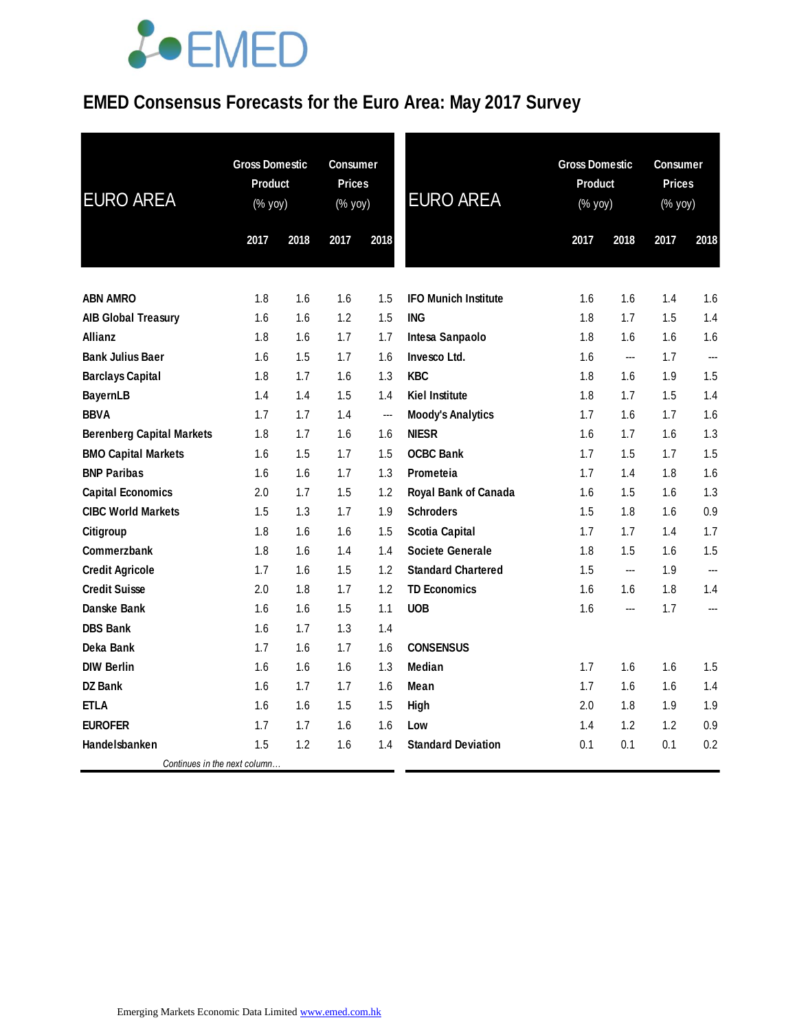# EMED Consensus Forecasts for the Euro Area: May 2017 Survey

| EURO AREA | Gross Domestic Product (% yoy) | | Consumer Prices (% yoy) | |
|---|---|---|---|---|
| | 2017 | 2018 | 2017 | 2018 |
| **ABN AMRO** | 1.8 | 1.6 | 1.6 | 1.5 |
| **AIB Global Treasury** | 1.6 | 1.6 | 1.2 | 1.5 |
| **Allianz** | 1.8 | 1.6 | 1.7 | 1.7 |
| **Bank Julius Baer** | 1.6 | 1.5 | 1.7 | 1.6 |
| **Barclays Capital** | 1.8 | 1.7 | 1.6 | 1.3 |
| **BayernLB** | 1.4 | 1.4 | 1.5 | 1.4 |
| **BBVA** | 1.7 | 1.7 | 1.4 | --- |
| **Berenberg Capital Markets** | 1.8 | 1.7 | 1.6 | 1.6 |
| **BMO Capital Markets** | 1.6 | 1.5 | 1.7 | 1.5 |
| **BNP Paribas** | 1.6 | 1.6 | 1.7 | 1.3 |
| **Capital Economics** | 2.0 | 1.7 | 1.5 | 1.2 |
| **CIBC World Markets** | 1.5 | 1.3 | 1.7 | 1.9 |
| **Citigroup** | 1.8 | 1.6 | 1.6 | 1.5 |
| **Commerzbank** | 1.8 | 1.6 | 1.4 | 1.4 |
| **Credit Agricole** | 1.7 | 1.6 | 1.5 | 1.2 |
| **Credit Suisse** | 2.0 | 1.8 | 1.7 | 1.2 |
| **Danske Bank** | 1.6 | 1.6 | 1.5 | 1.1 |
| **DBS Bank** | 1.6 | 1.7 | 1.3 | 1.4 |
| **Deka Bank** | 1.7 | 1.6 | 1.7 | 1.6 |
| **DIW Berlin** | 1.6 | 1.6 | 1.6 | 1.3 |
| **DZ Bank** | 1.6 | 1.7 | 1.7 | 1.6 |
| **ETLA** | 1.6 | 1.6 | 1.5 | 1.5 |
| **EUROFER** | 1.7 | 1.7 | 1.6 | 1.6 |
| **Handelsbanken** | 1.5 | 1.2 | 1.6 | 1.4 |
| **IFO Munich Institute** | 1.6 | 1.6 | 1.4 | 1.6 |
| **ING** | 1.8 | 1.7 | 1.5 | 1.4 |
| **Intesa Sanpaolo** | 1.8 | 1.6 | 1.6 | 1.6 |
| **Invesco Ltd.** | 1.6 | --- | 1.7 | --- |
| **KBC** | 1.8 | 1.6 | 1.9 | 1.5 |
| **Kiel Institute** | 1.8 | 1.7 | 1.5 | 1.4 |
| **Moody's Analytics** | 1.7 | 1.6 | 1.7 | 1.6 |
| **NIESR** | 1.6 | 1.7 | 1.6 | 1.3 |
| **OCBC Bank** | 1.7 | 1.5 | 1.7 | 1.5 |
| **Prometeia** | 1.7 | 1.4 | 1.8 | 1.6 |
| **Royal Bank of Canada** | 1.6 | 1.5 | 1.6 | 1.3 |
| **Schroders** | 1.5 | 1.8 | 1.6 | 0.9 |
| **Scotia Capital** | 1.7 | 1.7 | 1.4 | 1.7 |
| **Societe Generale** | 1.8 | 1.5 | 1.6 | 1.5 |
| **Standard Chartered** | 1.5 | --- | 1.9 | --- |
| **TD Economics** | 1.6 | 1.6 | 1.8 | 1.4 |
| **UOB** | 1.6 | --- | 1.7 | --- |
| **CONSENSUS** | | | | |
| **Median** | 1.7 | 1.6 | 1.6 | 1.5 |
| **Mean** | 1.7 | 1.6 | 1.6 | 1.4 |
| **High** | 2.0 | 1.8 | 1.9 | 1.9 |
| **Low** | 1.4 | 1.2 | 1.2 | 0.9 |
| **Standard Deviation** | 0.1 | 0.1 | 0.1 | 0.2 |

Emerging Markets Economic Data Limited www.emed.com.hk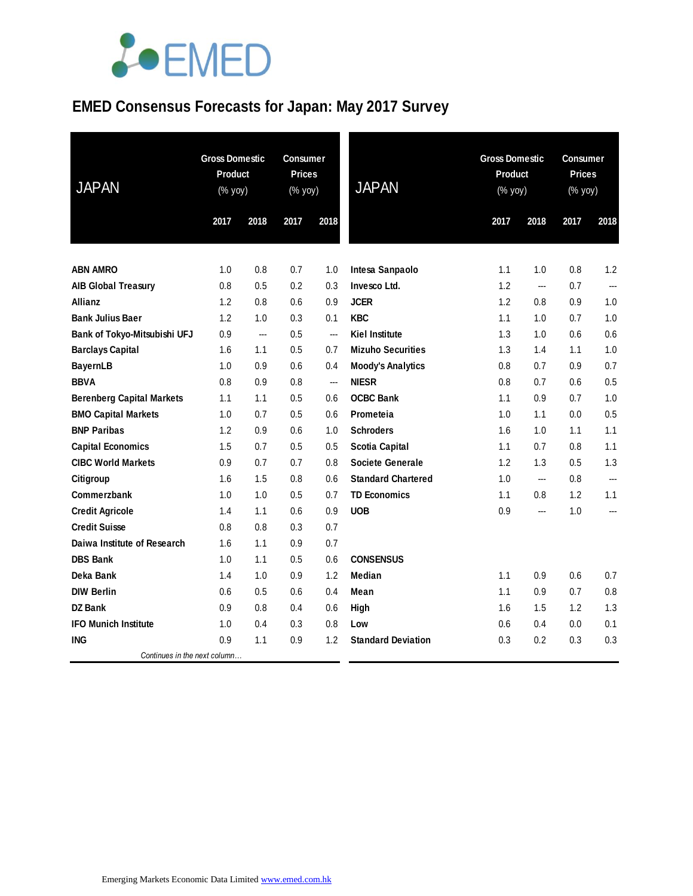# EMED Consensus Forecasts for Japan: May 2017 Survey

| JAPAN | Gross Domestic Product (% yoy) | | Consumer Prices (% yoy) | |
|---|---|---|---|---|
| | 2017 | 2018 | 2017 | 2018 |
| **ABN AMRO** | 1.0 | 0.8 | 0.7 | 1.0 |
| **AIB Global Treasury** | 0.8 | 0.5 | 0.2 | 0.3 |
| **Allianz** | 1.2 | 0.8 | 0.6 | 0.9 |
| **Bank Julius Baer** | 1.2 | 1.0 | 0.3 | 0.1 |
| **Bank of Tokyo-Mitsubishi UFJ** | 0.9 | --- | 0.5 | --- |
| **Barclays Capital** | 1.6 | 1.1 | 0.5 | 0.7 |
| **BayernLB** | 1.0 | 0.9 | 0.6 | 0.4 |
| **BBVA** | 0.8 | 0.9 | 0.8 | --- |
| **Berenberg Capital Markets** | 1.1 | 1.1 | 0.5 | 0.6 |
| **BMO Capital Markets** | 1.0 | 0.7 | 0.5 | 0.6 |
| **BNP Paribas** | 1.2 | 0.9 | 0.6 | 1.0 |
| **Capital Economics** | 1.5 | 0.7 | 0.5 | 0.5 |
| **CIBC World Markets** | 0.9 | 0.7 | 0.7 | 0.8 |
| **Citigroup** | 1.6 | 1.5 | 0.8 | 0.6 |
| **Commerzbank** | 1.0 | 1.0 | 0.5 | 0.7 |
| **Credit Agricole** | 1.4 | 1.1 | 0.6 | 0.9 |
| **Credit Suisse** | 0.8 | 0.8 | 0.3 | 0.7 |
| **Daiwa Institute of Research** | 1.6 | 1.1 | 0.9 | 0.7 |
| **DBS Bank** | 1.0 | 1.1 | 0.5 | 0.6 |
| **Deka Bank** | 1.4 | 1.0 | 0.9 | 1.2 |
| **DIW Berlin** | 0.6 | 0.5 | 0.6 | 0.4 |
| **DZ Bank** | 0.9 | 0.8 | 0.4 | 0.6 |
| **IFO Munich Institute** | 1.0 | 0.4 | 0.3 | 0.8 |
| **ING** | 0.9 | 1.1 | 0.9 | 1.2 |
| **Intesa Sanpaolo** | 1.1 | 1.0 | 0.8 | 1.2 |
| **Invesco Ltd.** | 1.2 | --- | 0.7 | --- |
| **JCER** | 1.2 | 0.8 | 0.9 | 1.0 |
| **KBC** | 1.1 | 1.0 | 0.7 | 1.0 |
| **Kiel Institute** | 1.3 | 1.0 | 0.6 | 0.6 |
| **Mizuho Securities** | 1.3 | 1.4 | 1.1 | 1.0 |
| **Moody's Analytics** | 0.8 | 0.7 | 0.9 | 0.7 |
| **NIESR** | 0.8 | 0.7 | 0.6 | 0.5 |
| **OCBC Bank** | 1.1 | 0.9 | 0.7 | 1.0 |
| **Prometeia** | 1.0 | 1.1 | 0.0 | 0.5 |
| **Schroders** | 1.6 | 1.0 | 1.1 | 1.1 |
| **Scotia Capital** | 1.1 | 0.7 | 0.8 | 1.1 |
| **Societe Generale** | 1.2 | 1.3 | 0.5 | 1.3 |
| **Standard Chartered** | 1.0 | --- | 0.8 | --- |
| **TD Economics** | 1.1 | 0.8 | 1.2 | 1.1 |
| **UOB** | 0.9 | --- | 1.0 | --- |
| **CONSENSUS** | | | | |
| **Median** | 1.1 | 0.9 | 0.6 | 0.7 |
| **Mean** | 1.1 | 0.9 | 0.7 | 0.8 |
| **High** | 1.6 | 1.5 | 1.2 | 1.3 |
| **Low** | 0.6 | 0.4 | 0.0 | 0.1 |
| **Standard Deviation** | 0.3 | 0.2 | 0.3 | 0.3 |

Emerging Markets Economic Data Limited www.emed.com.hk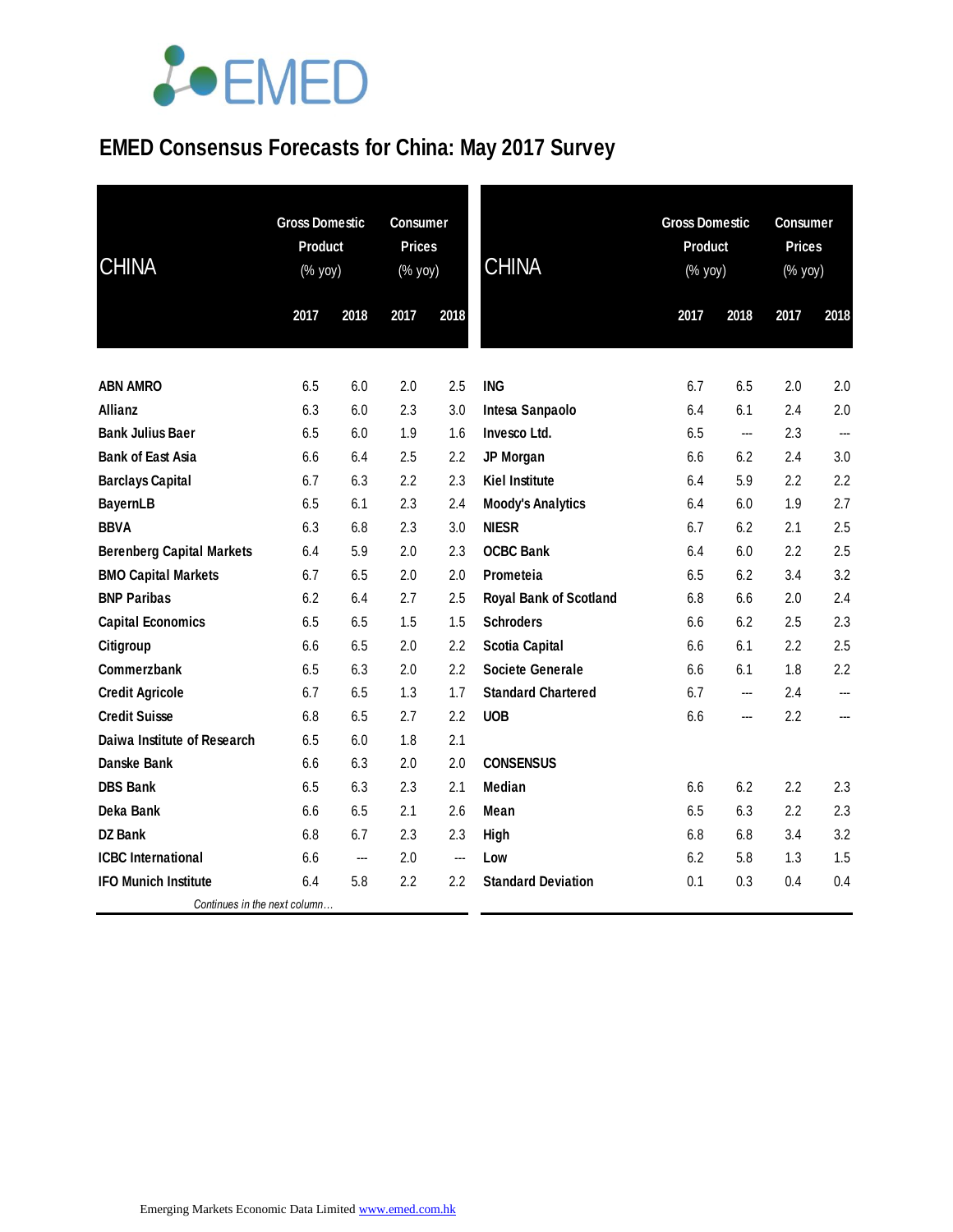# EMED Consensus Forecasts for China: May 2017 Survey

| CHINA | Gross Domestic Product (% yoy) | | Consumer Prices (% yoy) | |
|---|---|---|---|---|
| | 2017 | 2018 | 2017 | 2018 |
| **ABN AMRO** | 6.5 | 6.0 | 2.0 | 2.5 |
| **Allianz** | 6.3 | 6.0 | 2.3 | 3.0 |
| **Bank Julius Baer** | 6.5 | 6.0 | 1.9 | 1.6 |
| **Bank of East Asia** | 6.6 | 6.4 | 2.5 | 2.2 |
| **Barclays Capital** | 6.7 | 6.3 | 2.2 | 2.3 |
| **BayernLB** | 6.5 | 6.1 | 2.3 | 2.4 |
| **BBVA** | 6.3 | 6.8 | 2.3 | 3.0 |
| **Berenberg Capital Markets** | 6.4 | 5.9 | 2.0 | 2.3 |
| **BMO Capital Markets** | 6.7 | 6.5 | 2.0 | 2.0 |
| **BNP Paribas** | 6.2 | 6.4 | 2.7 | 2.5 |
| **Capital Economics** | 6.5 | 6.5 | 1.5 | 1.5 |
| **Citigroup** | 6.6 | 6.5 | 2.0 | 2.2 |
| **Commerzbank** | 6.5 | 6.3 | 2.0 | 2.2 |
| **Credit Agricole** | 6.7 | 6.5 | 1.3 | 1.7 |
| **Credit Suisse** | 6.8 | 6.5 | 2.7 | 2.2 |
| **Daiwa Institute of Research** | 6.5 | 6.0 | 1.8 | 2.1 |
| **Danske Bank** | 6.6 | 6.3 | 2.0 | 2.0 |
| **DBS Bank** | 6.5 | 6.3 | 2.3 | 2.1 |
| **Deka Bank** | 6.6 | 6.5 | 2.1 | 2.6 |
| **DZ Bank** | 6.8 | 6.7 | 2.3 | 2.3 |
| **ICBC International** | 6.6 | --- | 2.0 | --- |
| **IFO Munich Institute** | 6.4 | 5.8 | 2.2 | 2.2 |
| **ING** | 6.7 | 6.5 | 2.0 | 2.0 |
| **Intesa Sanpaolo** | 6.4 | 6.1 | 2.4 | 2.0 |
| **Invesco Ltd.** | 6.5 | --- | 2.3 | --- |
| **JP Morgan** | 6.6 | 6.2 | 2.4 | 3.0 |
| **Kiel Institute** | 6.4 | 5.9 | 2.2 | 2.2 |
| **Moody's Analytics** | 6.4 | 6.0 | 1.9 | 2.7 |
| **NIESR** | 6.7 | 6.2 | 2.1 | 2.5 |
| **OCBC Bank** | 6.4 | 6.0 | 2.2 | 2.5 |
| **Prometeia** | 6.5 | 6.2 | 3.4 | 3.2 |
| **Royal Bank of Scotland** | 6.8 | 6.6 | 2.0 | 2.4 |
| **Schroders** | 6.6 | 6.2 | 2.5 | 2.3 |
| **Scotia Capital** | 6.6 | 6.1 | 2.2 | 2.5 |
| **Societe Generale** | 6.6 | 6.1 | 1.8 | 2.2 |
| **Standard Chartered** | 6.7 | --- | 2.4 | --- |
| **UOB** | 6.6 | --- | 2.2 | --- |
| **CONSENSUS** | | | | |
| **Median** | 6.6 | 6.2 | 2.2 | 2.3 |
| **Mean** | 6.5 | 6.3 | 2.2 | 2.3 |
| **High** | 6.8 | 6.8 | 3.4 | 3.2 |
| **Low** | 6.2 | 5.8 | 1.3 | 1.5 |
| **Standard Deviation** | 0.1 | 0.3 | 0.4 | 0.4 |

Emerging Markets Economic Data Limited www.emed.com.hk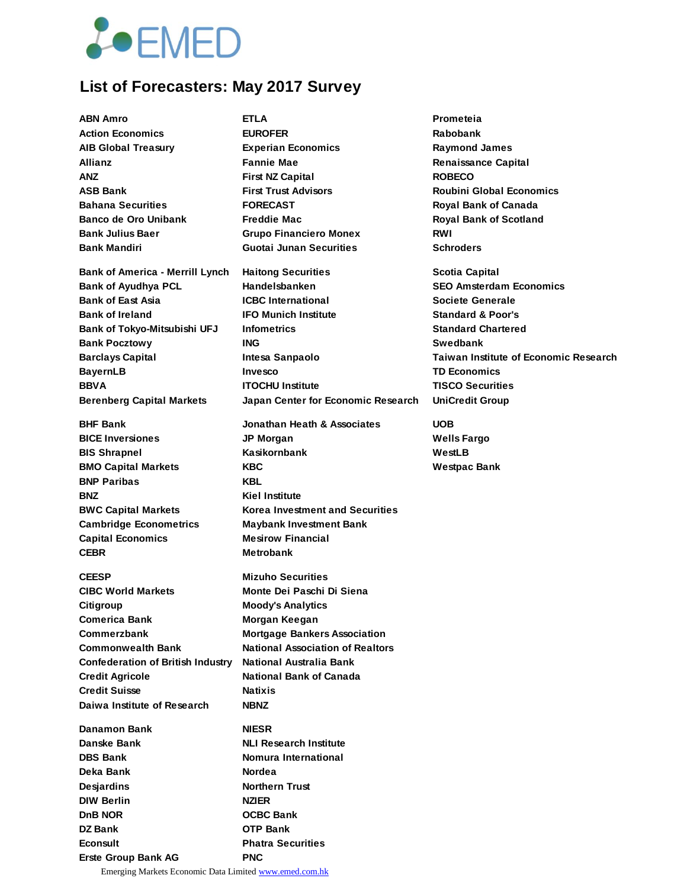EMED

## List of Forecasters: May 2017 Survey

**ABN Amro**
**Action Economics**
**AIB Global Treasury**
**Allianz**
**ANZ**
**ASB Bank**
**Bahana Securities**
**Banco de Oro Unibank**
**Bank Julius Baer**
**Bank Mandiri**

**Bank of America - Merrill Lynch**
**Bank of Ayudhya PCL**
**Bank of East Asia**
**Bank of Ireland**
**Bank of Tokyo-Mitsubishi UFJ**
**Bank Pocztowy**
**Barclays Capital**
**BayernLB**
**BBVA**
**Berenberg Capital Markets**

**BHF Bank**
**BICE Inversiones**
**BIS Shrapnel**
**BMO Capital Markets**
**BNP Paribas**
**BNZ**
**BWC Capital Markets**
**Cambridge Econometrics**
**Capital Economics**
**CEBR**

**CEESP**
**CIBC World Markets**
**Citigroup**
**Comerica Bank**
**Commerzbank**
**Commonwealth Bank**
**Confederation of British Industry**
**Credit Agricole**
**Credit Suisse**
**Daiwa Institute of Research**

**Danamon Bank**
**Danske Bank**
**DBS Bank**
**Deka Bank**
**Desjardins**
**DIW Berlin**
**DnB NOR**
**DZ Bank**
**Econsult**
**Erste Group Bank AG**

**ETLA**
**EUROFER**
**Experian Economics**
**Fannie Mae**
**First NZ Capital**
**First Trust Advisors**
**FORECAST**
**Freddie Mac**
**Grupo Financiero Monex**
**Guotai Junan Securities**

**Haitong Securities**
**Handelsbanken**
**ICBC International**
**IFO Munich Institute**
**Infometrics**
**ING**
**Intesa Sanpaolo**
**Invesco**
**ITOCHU Institute**
**Japan Center for Economic Research**

**Jonathan Heath & Associates**
**JP Morgan**
**Kasikornbank**
**KBC**
**KBL**
**Kiel Institute**
**Korea Investment and Securities**
**Maybank Investment Bank**
**Mesirow Financial**
**Metrobank**

**Mizuho Securities**
**Monte Dei Paschi Di Siena**
**Moody's Analytics**
**Morgan Keegan**
**Mortgage Bankers Association**
**National Association of Realtors**
**National Australia Bank**
**National Bank of Canada**
**Natixis**
**NBNZ**

**NIESR**
**NLI Research Institute**
**Nomura International**
**Nordea**
**Northern Trust**
**NZIER**
**OCBC Bank**
**OTP Bank**
**Phatra Securities**
**PNC**

**Prometeia**
**Rabobank**
**Raymond James**
**Renaissance Capital**
**ROBECO**
**Roubini Global Economics**
**Royal Bank of Canada**
**Royal Bank of Scotland**
**RWI**
**Schroders**

**Scotia Capital**
**SEO Amsterdam Economics**
**Societe Generale**
**Standard & Poor's**
**Standard Chartered**
**Swedbank**
**Taiwan Institute of Economic Research**
**TD Economics**
**TISCO Securities**
**UniCredit Group**

**UOB**
**Wells Fargo**
**WestLB**
**Westpac Bank**

Emerging Markets Economic Data Limited www.emed.com.hk